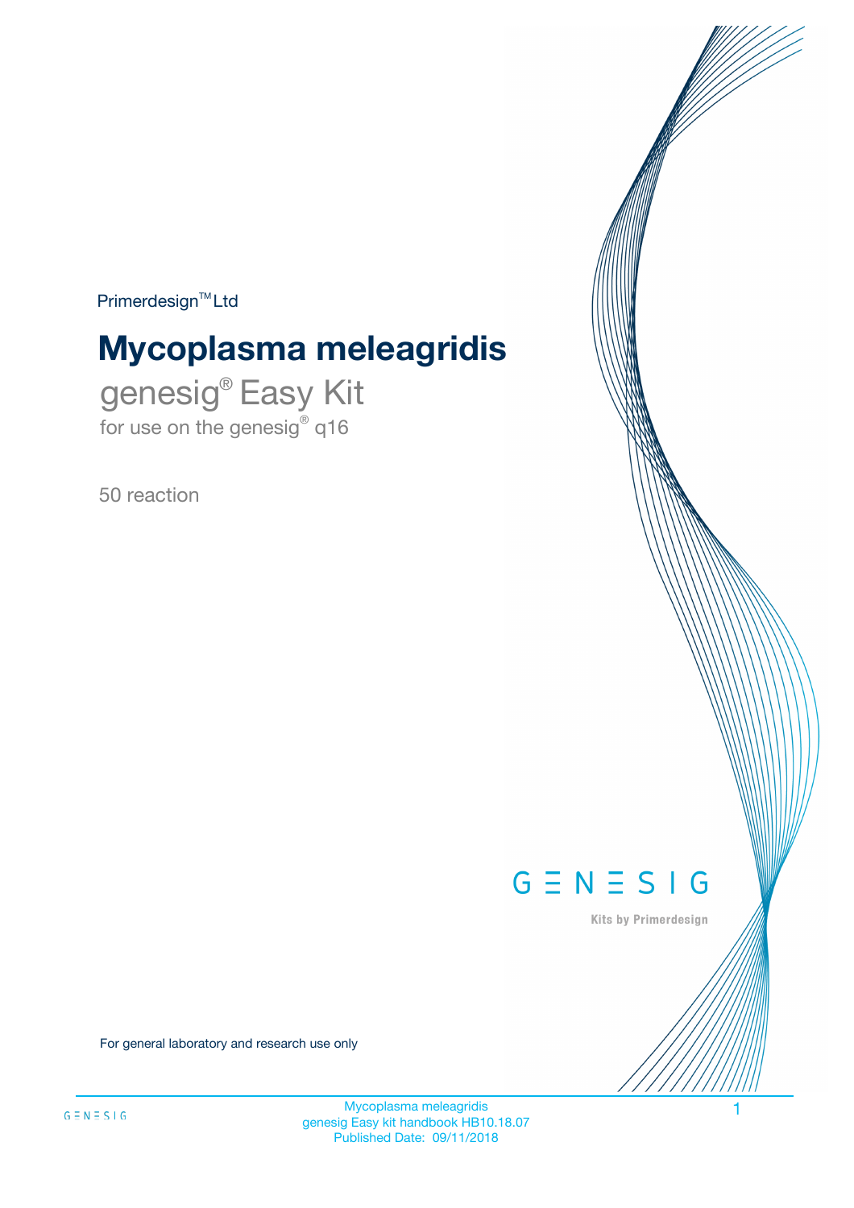Primerdesign™ Ltd

# Mycoplasma meleagridis

## genesig® Easy Kit

for use on the genesig® q16

50 reaction

GENESIG

Kits by Primerdesign

For general laboratory and research use only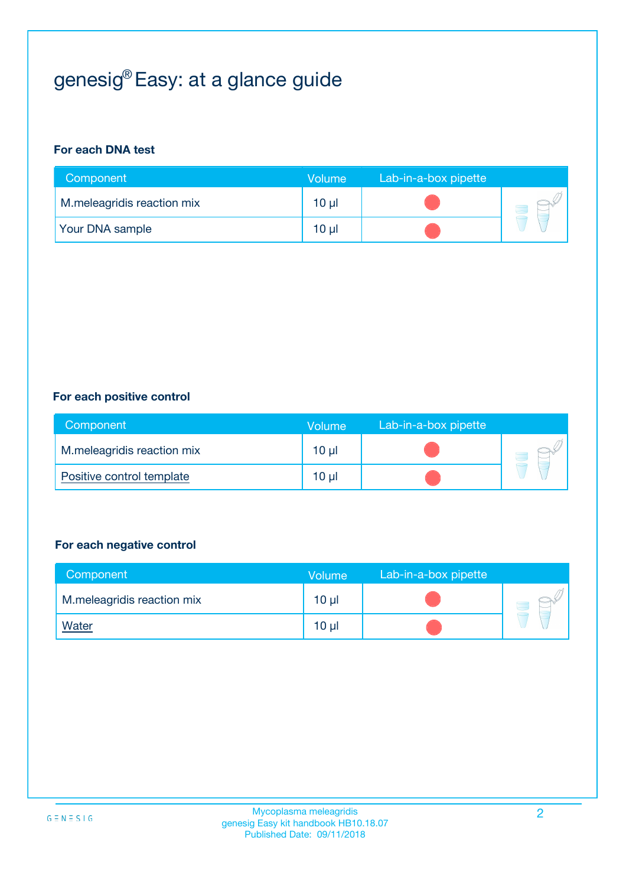# genesig® Easy: at a glance guide

### For each DNA test

| Component | Volume | Lab-in-a-box pipette |
|---|---|---|
| M.meleagridis reaction mix | 10 µl | ● |
| Your DNA sample | 10 µl | ● |

### For each positive control

| Component | Volume | Lab-in-a-box pipette |
|---|---|---|
| M.meleagridis reaction mix | 10 µl | ● |
| Positive control template | 10 µl | ● |

### For each negative control

| Component | Volume | Lab-in-a-box pipette |
|---|---|---|
| M.meleagridis reaction mix | 10 µl | ● |
| Water | 10 µl | ● |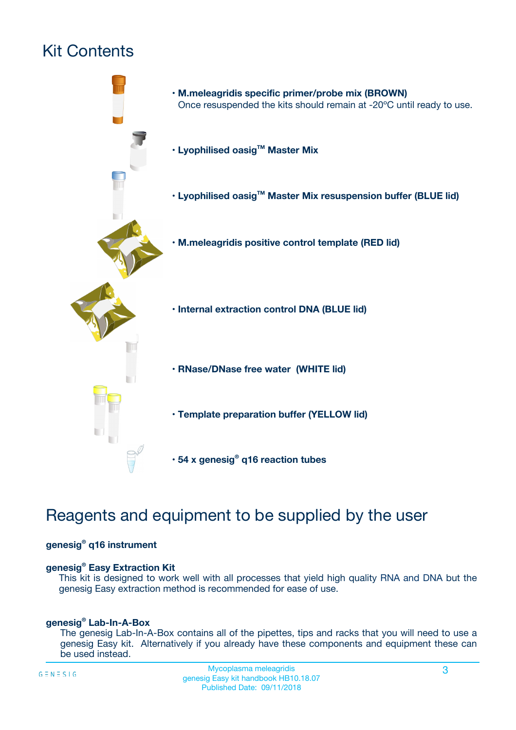# Kit Contents

- **M.meleagridis specific primer/probe mix (BROWN)**
  Once resuspended the kits should remain at -20ºC until ready to use.
- **Lyophilised oasig™ Master Mix**
- **Lyophilised oasig™ Master Mix resuspension buffer (BLUE lid)**
- **M.meleagridis positive control template (RED lid)**
- **Internal extraction control DNA (BLUE lid)**
- **RNase/DNase free water (WHITE lid)**
- **Template preparation buffer (YELLOW lid)**
- **54 x genesig® q16 reaction tubes**

# Reagents and equipment to be supplied by the user

**genesig® q16 instrument**

**genesig® Easy Extraction Kit**

This kit is designed to work well with all processes that yield high quality RNA and DNA but the genesig Easy extraction method is recommended for ease of use.

**genesig® Lab-In-A-Box**

The genesig Lab-In-A-Box contains all of the pipettes, tips and racks that you will need to use a genesig Easy kit. Alternatively if you already have these components and equipment these can be used instead.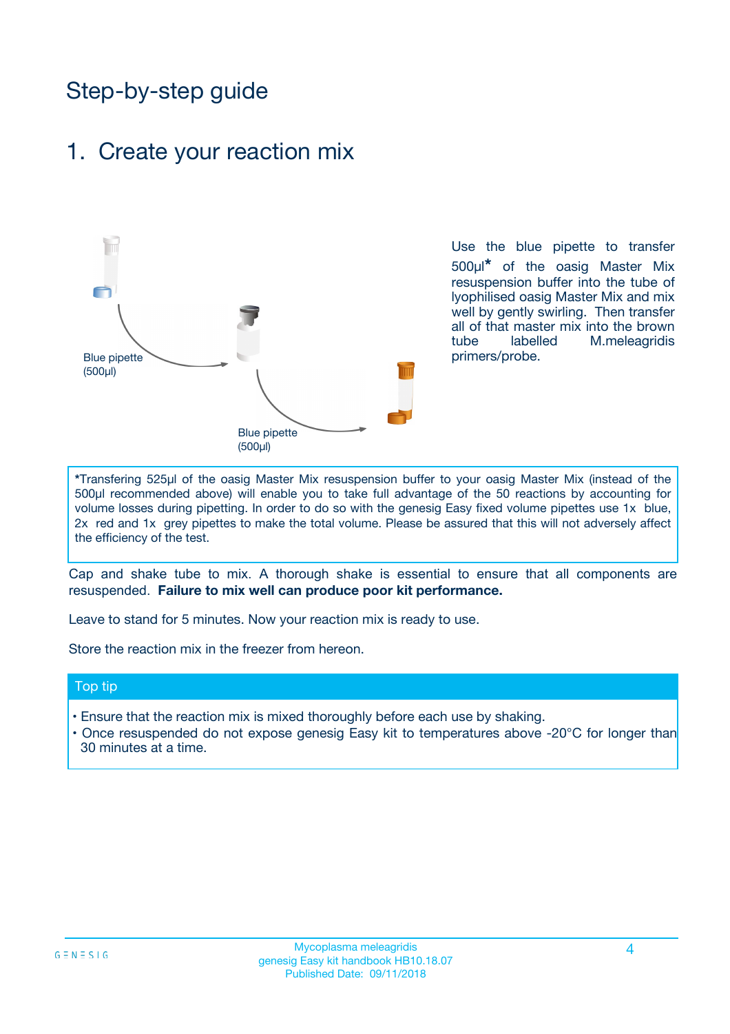# Step-by-step guide

## 1. Create your reaction mix

Blue pipette (500µl)

Blue pipette (500µl)

Use the blue pipette to transfer 500µl* of the oasig Master Mix resuspension buffer into the tube of lyophilised oasig Master Mix and mix well by gently swirling. Then transfer all of that master mix into the brown tube labelled M.meleagridis primers/probe.

*Transfering 525µl of the oasig Master Mix resuspension buffer to your oasig Master Mix (instead of the 500µl recommended above) will enable you to take full advantage of the 50 reactions by accounting for volume losses during pipetting. In order to do so with the genesig Easy fixed volume pipettes use 1x blue, 2x red and 1x grey pipettes to make the total volume. Please be assured that this will not adversely affect the efficiency of the test.

Cap and shake tube to mix. A thorough shake is essential to ensure that all components are resuspended. **Failure to mix well can produce poor kit performance.**

Leave to stand for 5 minutes. Now your reaction mix is ready to use.

Store the reaction mix in the freezer from hereon.

### Top tip

- Ensure that the reaction mix is mixed thoroughly before each use by shaking.
- Once resuspended do not expose genesig Easy kit to temperatures above -20°C for longer than 30 minutes at a time.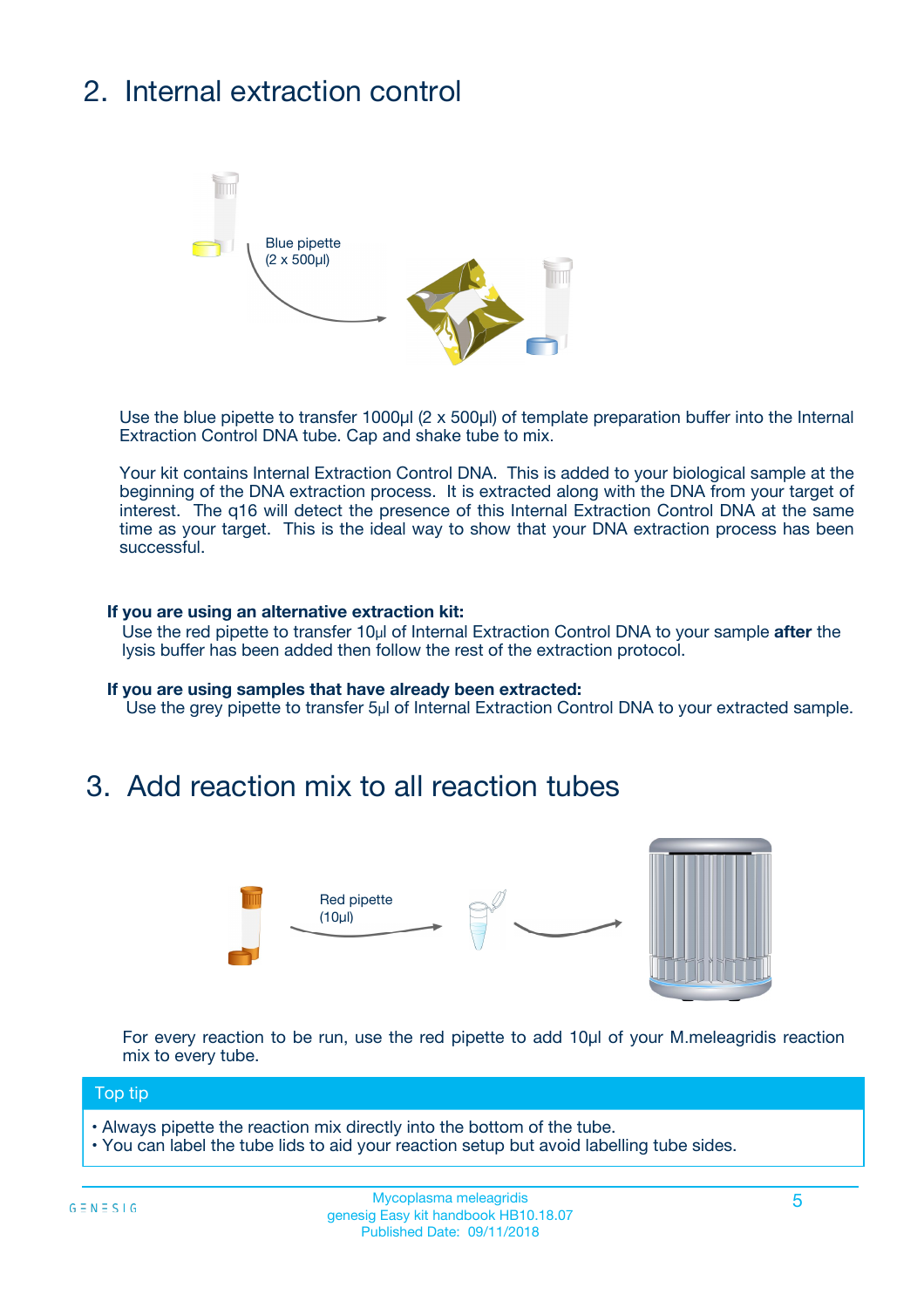## 2. Internal extraction control

Blue pipette
(2 x 500µl)

Use the blue pipette to transfer 1000µl (2 x 500µl) of template preparation buffer into the Internal Extraction Control DNA tube. Cap and shake tube to mix.

Your kit contains Internal Extraction Control DNA. This is added to your biological sample at the beginning of the DNA extraction process. It is extracted along with the DNA from your target of interest. The q16 will detect the presence of this Internal Extraction Control DNA at the same time as your target. This is the ideal way to show that your DNA extraction process has been successful.

**If you are using an alternative extraction kit:**
Use the red pipette to transfer 10µl of Internal Extraction Control DNA to your sample **after** the lysis buffer has been added then follow the rest of the extraction protocol.

**If you are using samples that have already been extracted:**
Use the grey pipette to transfer 5µl of Internal Extraction Control DNA to your extracted sample.

## 3. Add reaction mix to all reaction tubes

Red pipette
(10µl)

For every reaction to be run, use the red pipette to add 10µl of your M.meleagridis reaction mix to every tube.

**Top tip**

- Always pipette the reaction mix directly into the bottom of the tube.
- You can label the tube lids to aid your reaction setup but avoid labelling tube sides.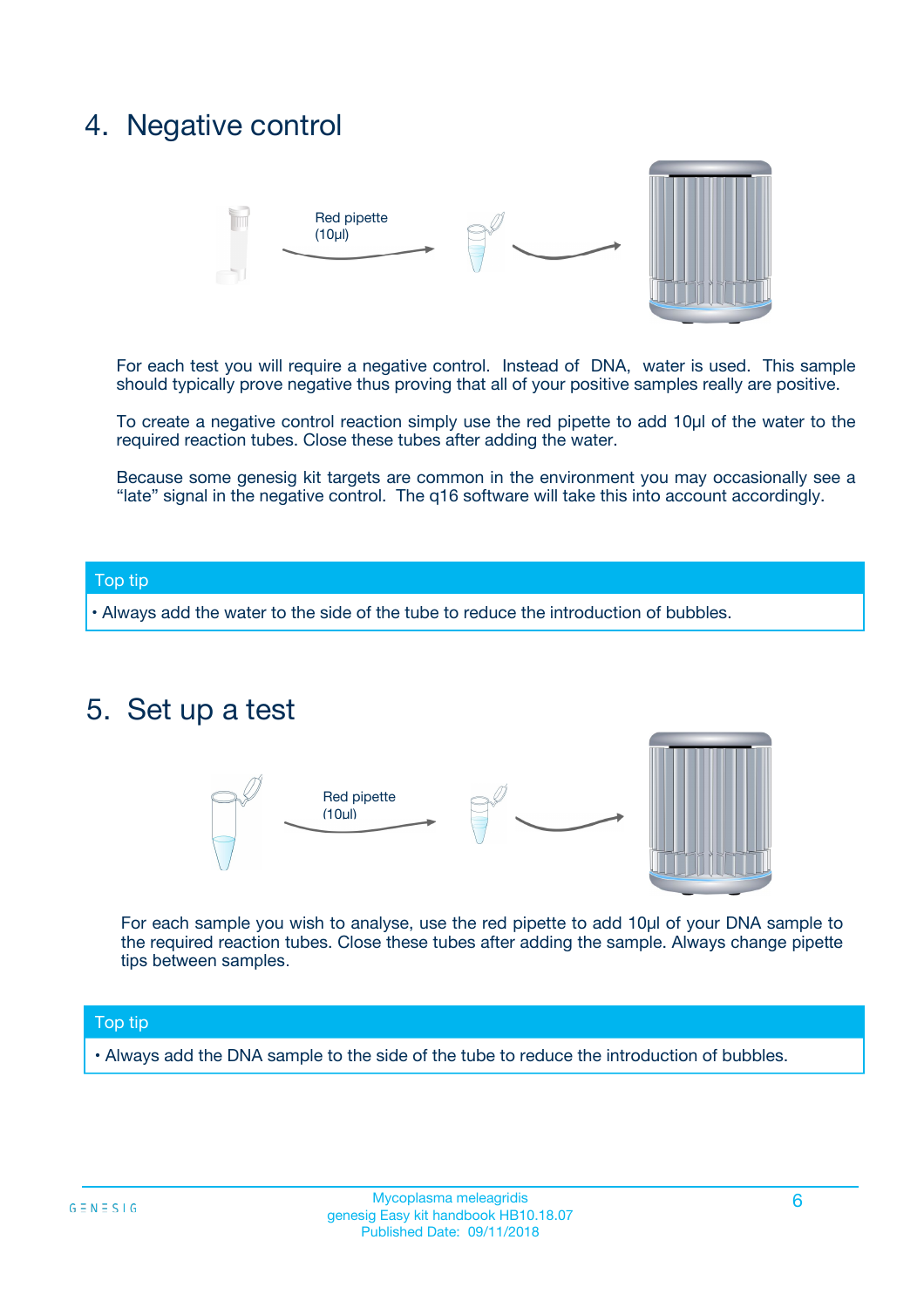## 4. Negative control

Red pipette (10µl)

For each test you will require a negative control. Instead of DNA, water is used. This sample should typically prove negative thus proving that all of your positive samples really are positive.

To create a negative control reaction simply use the red pipette to add 10µl of the water to the required reaction tubes. Close these tubes after adding the water.

Because some genesig kit targets are common in the environment you may occasionally see a "late" signal in the negative control. The q16 software will take this into account accordingly.

**Top tip**

- Always add the water to the side of the tube to reduce the introduction of bubbles.

## 5. Set up a test

Red pipette (10µl)

For each sample you wish to analyse, use the red pipette to add 10µl of your DNA sample to the required reaction tubes. Close these tubes after adding the sample. Always change pipette tips between samples.

**Top tip**

- Always add the DNA sample to the side of the tube to reduce the introduction of bubbles.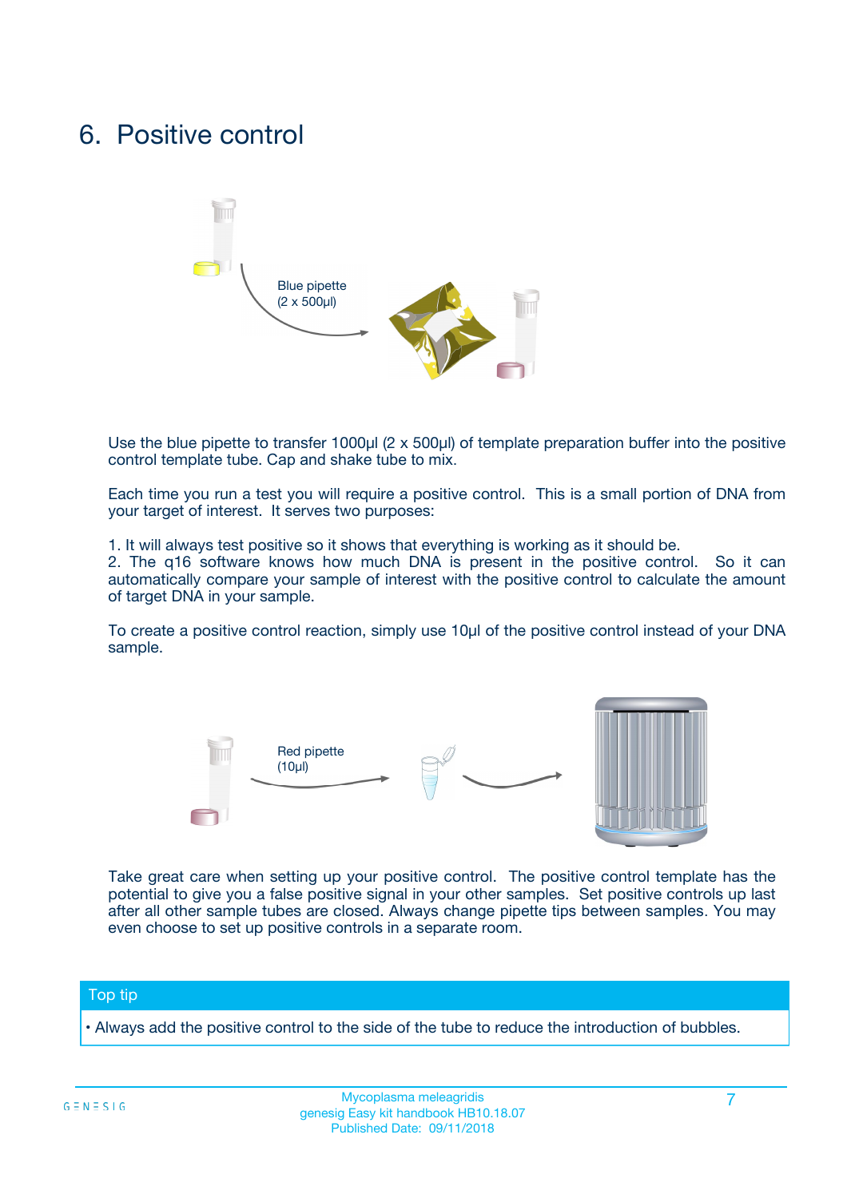# 6. Positive control

Blue pipette
(2 x 500µl)

Use the blue pipette to transfer 1000µl (2 x 500µl) of template preparation buffer into the positive control template tube. Cap and shake tube to mix.

Each time you run a test you will require a positive control. This is a small portion of DNA from your target of interest. It serves two purposes:

1. It will always test positive so it shows that everything is working as it should be.
2. The q16 software knows how much DNA is present in the positive control. So it can automatically compare your sample of interest with the positive control to calculate the amount of target DNA in your sample.

To create a positive control reaction, simply use 10µl of the positive control instead of your DNA sample.

Red pipette
(10µl)

Take great care when setting up your positive control. The positive control template has the potential to give you a false positive signal in your other samples. Set positive controls up last after all other sample tubes are closed. Always change pipette tips between samples. You may even choose to set up positive controls in a separate room.

**Top tip**

- Always add the positive control to the side of the tube to reduce the introduction of bubbles.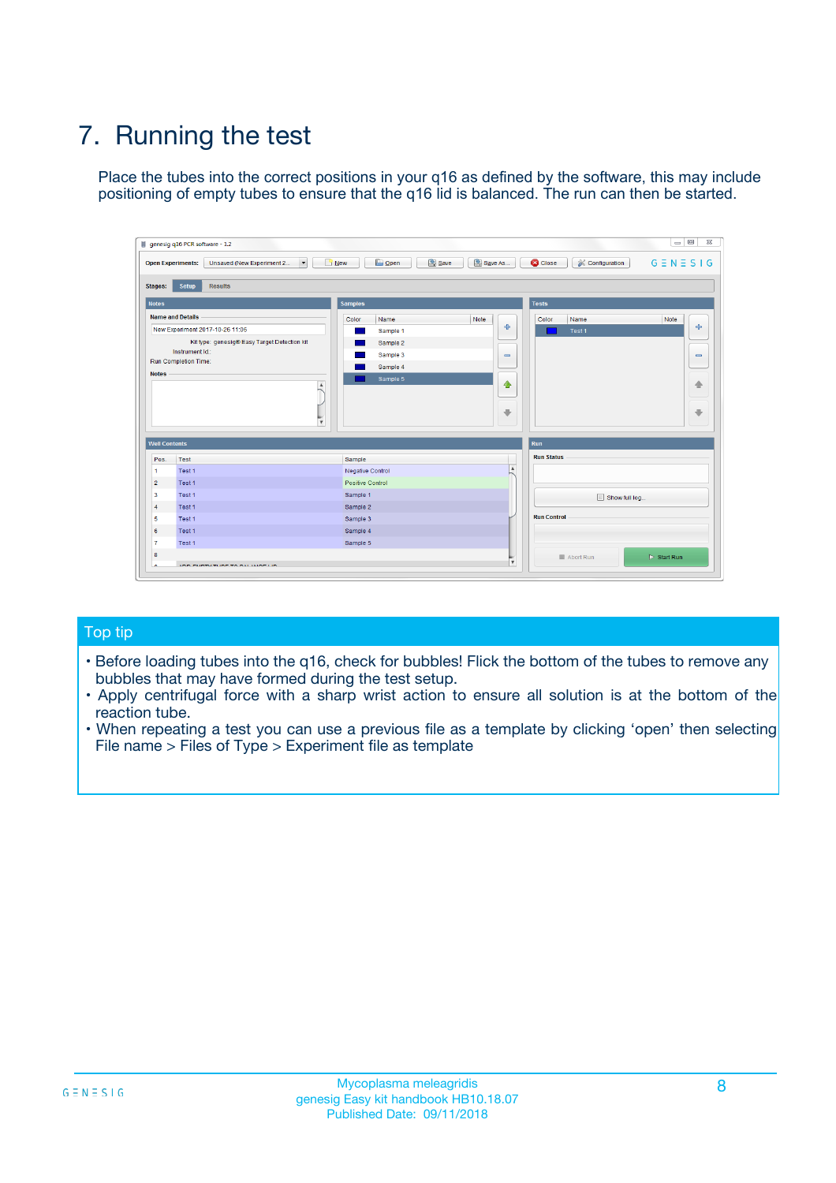# 7. Running the test

Place the tubes into the correct positions in your q16 as defined by the software, this may include positioning of empty tubes to ensure that the q16 lid is balanced. The run can then be started.

## Top tip

- Before loading tubes into the q16, check for bubbles! Flick the bottom of the tubes to remove any bubbles that may have formed during the test setup.
- Apply centrifugal force with a sharp wrist action to ensure all solution is at the bottom of the reaction tube.
- When repeating a test you can use a previous file as a template by clicking 'open' then selecting File name > Files of Type > Experiment file as template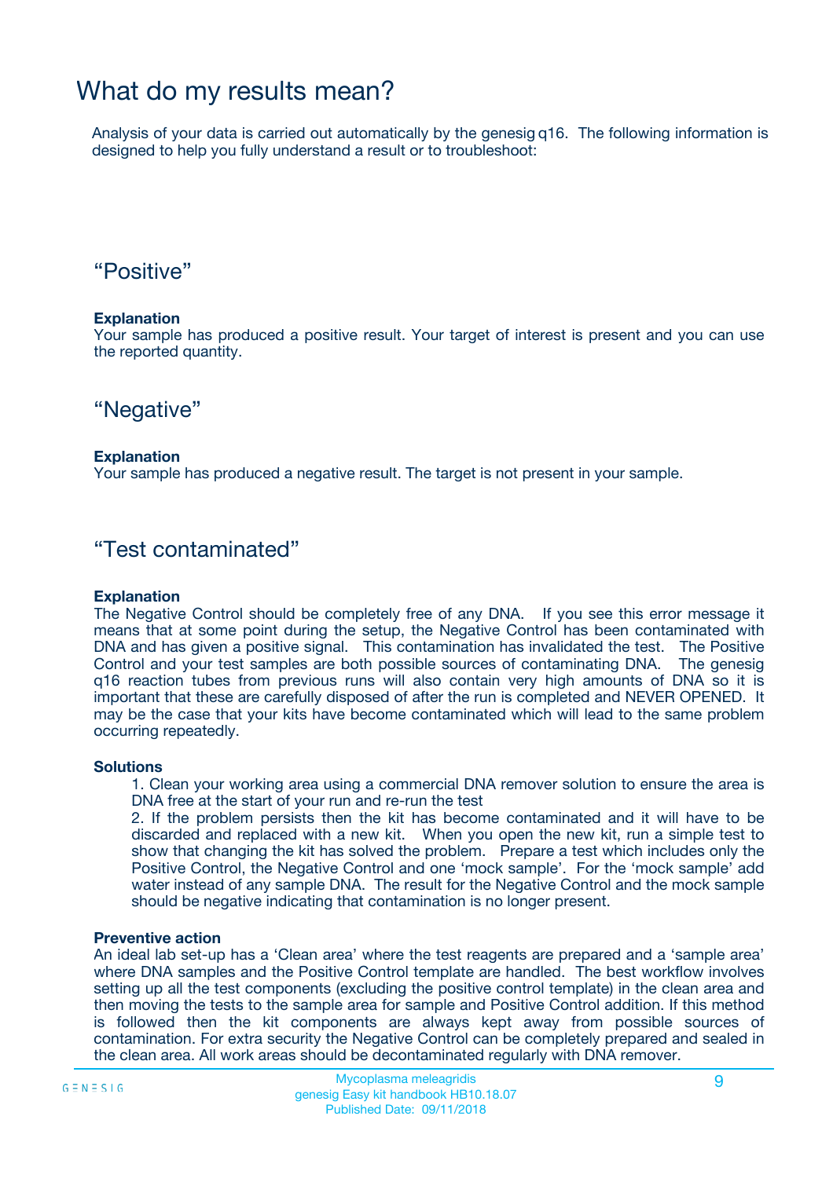# What do my results mean?

Analysis of your data is carried out automatically by the genesig q16. The following information is designed to help you fully understand a result or to troubleshoot:

## “Positive”

**Explanation**
Your sample has produced a positive result. Your target of interest is present and you can use the reported quantity.

## “Negative”

**Explanation**
Your sample has produced a negative result. The target is not present in your sample.

## “Test contaminated”

**Explanation**
The Negative Control should be completely free of any DNA. If you see this error message it means that at some point during the setup, the Negative Control has been contaminated with DNA and has given a positive signal. This contamination has invalidated the test. The Positive Control and your test samples are both possible sources of contaminating DNA. The genesig q16 reaction tubes from previous runs will also contain very high amounts of DNA so it is important that these are carefully disposed of after the run is completed and NEVER OPENED. It may be the case that your kits have become contaminated which will lead to the same problem occurring repeatedly.

**Solutions**

1. Clean your working area using a commercial DNA remover solution to ensure the area is DNA free at the start of your run and re-run the test
2. If the problem persists then the kit has become contaminated and it will have to be discarded and replaced with a new kit. When you open the new kit, run a simple test to show that changing the kit has solved the problem. Prepare a test which includes only the Positive Control, the Negative Control and one ‘mock sample’. For the ‘mock sample’ add water instead of any sample DNA. The result for the Negative Control and the mock sample should be negative indicating that contamination is no longer present.

**Preventive action**
An ideal lab set-up has a ‘Clean area’ where the test reagents are prepared and a ‘sample area’ where DNA samples and the Positive Control template are handled. The best workflow involves setting up all the test components (excluding the positive control template) in the clean area and then moving the tests to the sample area for sample and Positive Control addition. If this method is followed then the kit components are always kept away from possible sources of contamination. For extra security the Negative Control can be completely prepared and sealed in the clean area. All work areas should be decontaminated regularly with DNA remover.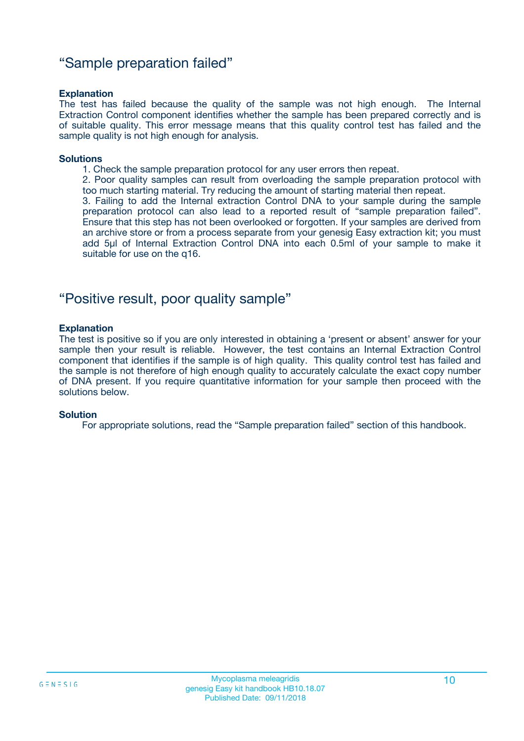## “Sample preparation failed”

**Explanation**

The test has failed because the quality of the sample was not high enough. The Internal Extraction Control component identifies whether the sample has been prepared correctly and is of suitable quality. This error message means that this quality control test has failed and the sample quality is not high enough for analysis.

**Solutions**

1. Check the sample preparation protocol for any user errors then repeat.
2. Poor quality samples can result from overloading the sample preparation protocol with too much starting material. Try reducing the amount of starting material then repeat.
3. Failing to add the Internal extraction Control DNA to your sample during the sample preparation protocol can also lead to a reported result of “sample preparation failed”. Ensure that this step has not been overlooked or forgotten. If your samples are derived from an archive store or from a process separate from your genesig Easy extraction kit; you must add 5µl of Internal Extraction Control DNA into each 0.5ml of your sample to make it suitable for use on the q16.

## “Positive result, poor quality sample”

**Explanation**

The test is positive so if you are only interested in obtaining a ‘present or absent’ answer for your sample then your result is reliable. However, the test contains an Internal Extraction Control component that identifies if the sample is of high quality. This quality control test has failed and the sample is not therefore of high enough quality to accurately calculate the exact copy number of DNA present. If you require quantitative information for your sample then proceed with the solutions below.

**Solution**

For appropriate solutions, read the “Sample preparation failed” section of this handbook.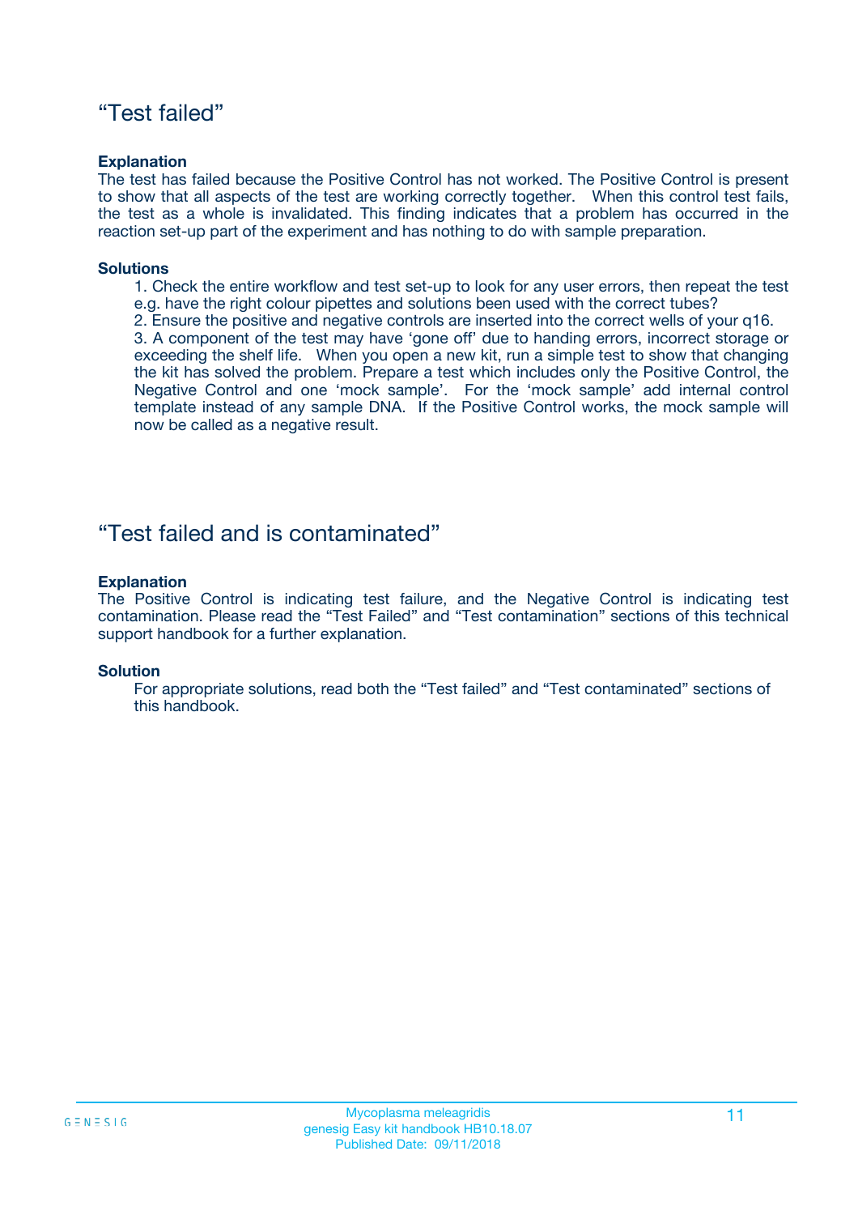## “Test failed”

**Explanation**

The test has failed because the Positive Control has not worked. The Positive Control is present to show that all aspects of the test are working correctly together. When this control test fails, the test as a whole is invalidated. This finding indicates that a problem has occurred in the reaction set-up part of the experiment and has nothing to do with sample preparation.

**Solutions**

1. Check the entire workflow and test set-up to look for any user errors, then repeat the test e.g. have the right colour pipettes and solutions been used with the correct tubes?
2. Ensure the positive and negative controls are inserted into the correct wells of your q16.
3. A component of the test may have ‘gone off’ due to handing errors, incorrect storage or exceeding the shelf life. When you open a new kit, run a simple test to show that changing the kit has solved the problem. Prepare a test which includes only the Positive Control, the Negative Control and one ‘mock sample’. For the ‘mock sample’ add internal control template instead of any sample DNA. If the Positive Control works, the mock sample will now be called as a negative result.

## “Test failed and is contaminated”

**Explanation**

The Positive Control is indicating test failure, and the Negative Control is indicating test contamination. Please read the “Test Failed” and “Test contamination” sections of this technical support handbook for a further explanation.

**Solution**

For appropriate solutions, read both the “Test failed” and “Test contaminated” sections of this handbook.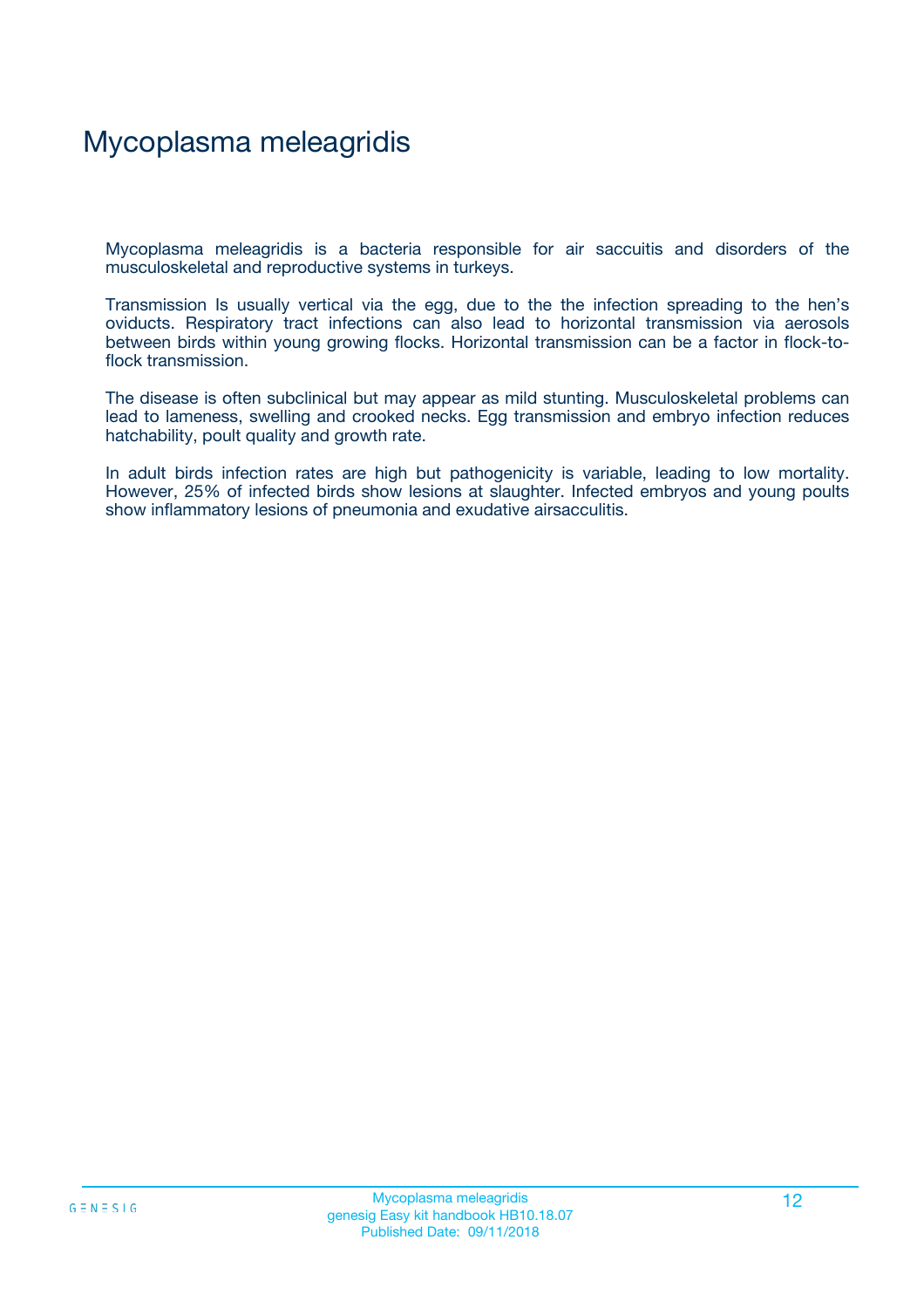# Mycoplasma meleagridis

Mycoplasma meleagridis is a bacteria responsible for air saccuitis and disorders of the musculoskeletal and reproductive systems in turkeys.

Transmission Is usually vertical via the egg, due to the the infection spreading to the hen's oviducts. Respiratory tract infections can also lead to horizontal transmission via aerosols between birds within young growing flocks. Horizontal transmission can be a factor in flock-to-flock transmission.

The disease is often subclinical but may appear as mild stunting. Musculoskeletal problems can lead to lameness, swelling and crooked necks. Egg transmission and embryo infection reduces hatchability, poult quality and growth rate.

In adult birds infection rates are high but pathogenicity is variable, leading to low mortality. However, 25% of infected birds show lesions at slaughter. Infected embryos and young poults show inflammatory lesions of pneumonia and exudative airsacculitis.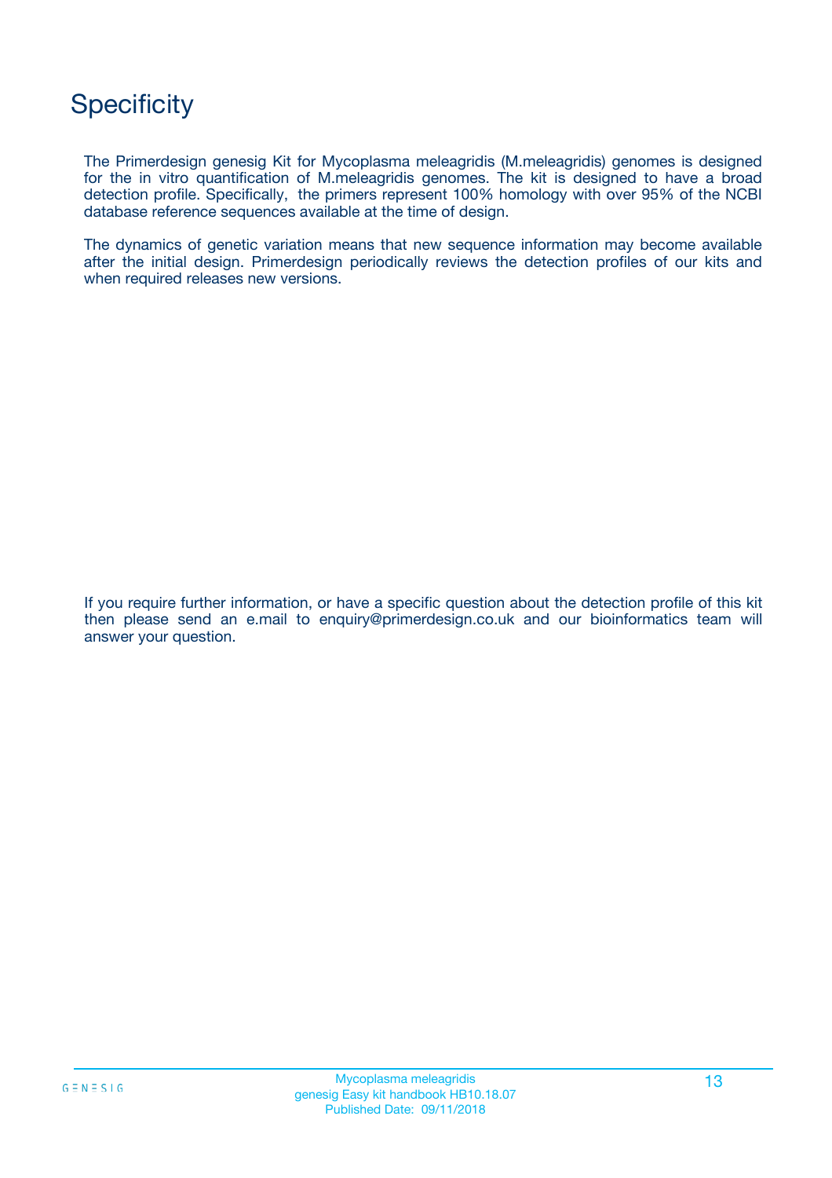# Specificity

The Primerdesign genesig Kit for Mycoplasma meleagridis (M.meleagridis) genomes is designed for the in vitro quantification of M.meleagridis genomes. The kit is designed to have a broad detection profile. Specifically, the primers represent 100% homology with over 95% of the NCBI database reference sequences available at the time of design.

The dynamics of genetic variation means that new sequence information may become available after the initial design. Primerdesign periodically reviews the detection profiles of our kits and when required releases new versions.

If you require further information, or have a specific question about the detection profile of this kit then please send an e.mail to enquiry@primerdesign.co.uk and our bioinformatics team will answer your question.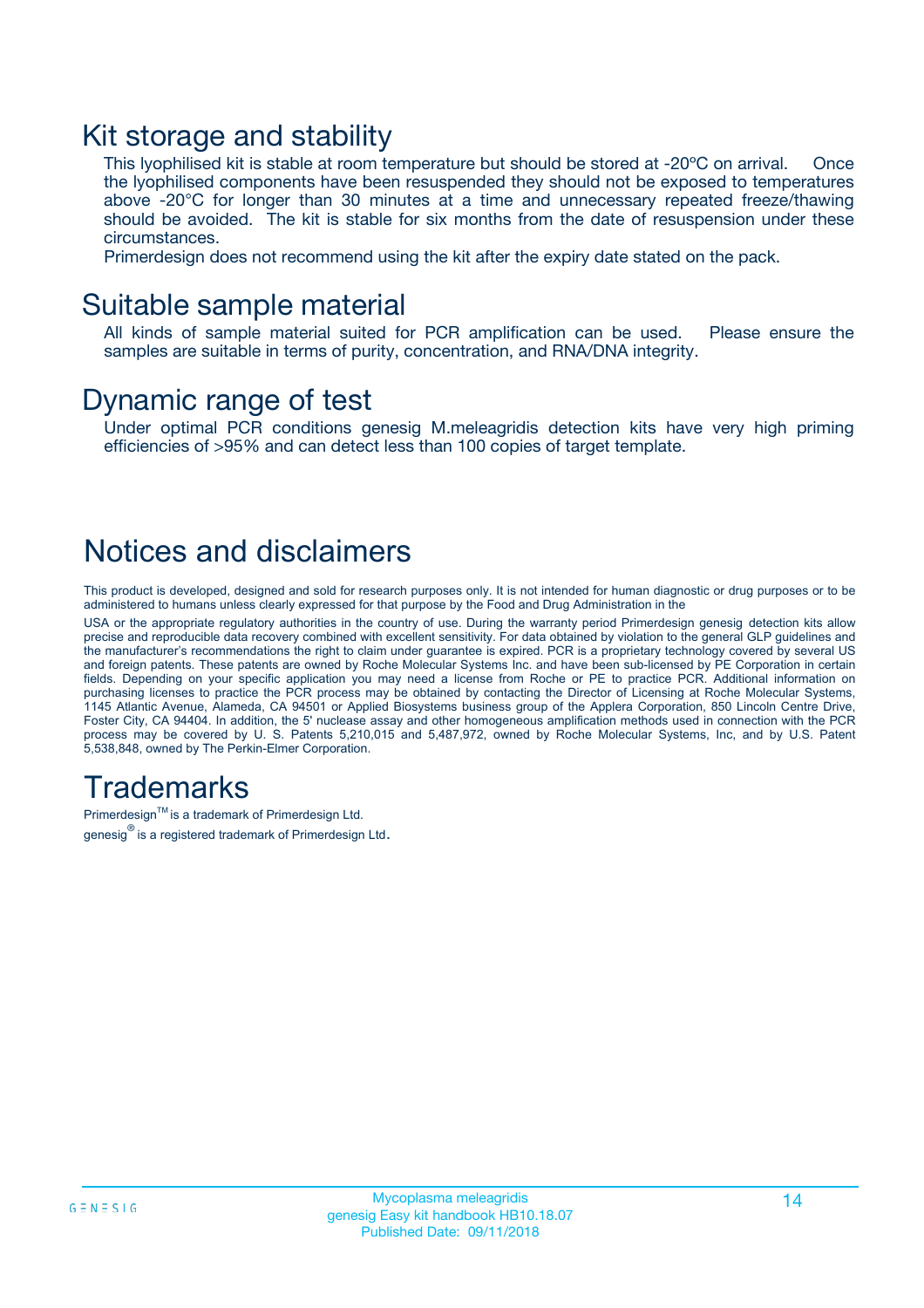## Kit storage and stability

This lyophilised kit is stable at room temperature but should be stored at -20ºC on arrival. Once the lyophilised components have been resuspended they should not be exposed to temperatures above -20°C for longer than 30 minutes at a time and unnecessary repeated freeze/thawing should be avoided. The kit is stable for six months from the date of resuspension under these circumstances.

Primerdesign does not recommend using the kit after the expiry date stated on the pack.

## Suitable sample material

All kinds of sample material suited for PCR amplification can be used. Please ensure the samples are suitable in terms of purity, concentration, and RNA/DNA integrity.

## Dynamic range of test

Under optimal PCR conditions genesig M.meleagridis detection kits have very high priming efficiencies of >95% and can detect less than 100 copies of target template.

## Notices and disclaimers

This product is developed, designed and sold for research purposes only. It is not intended for human diagnostic or drug purposes or to be administered to humans unless clearly expressed for that purpose by the Food and Drug Administration in the

USA or the appropriate regulatory authorities in the country of use. During the warranty period Primerdesign genesig detection kits allow precise and reproducible data recovery combined with excellent sensitivity. For data obtained by violation to the general GLP guidelines and the manufacturer's recommendations the right to claim under guarantee is expired. PCR is a proprietary technology covered by several US and foreign patents. These patents are owned by Roche Molecular Systems Inc. and have been sub-licensed by PE Corporation in certain fields. Depending on your specific application you may need a license from Roche or PE to practice PCR. Additional information on purchasing licenses to practice the PCR process may be obtained by contacting the Director of Licensing at Roche Molecular Systems, 1145 Atlantic Avenue, Alameda, CA 94501 or Applied Biosystems business group of the Applera Corporation, 850 Lincoln Centre Drive, Foster City, CA 94404. In addition, the 5' nuclease assay and other homogeneous amplification methods used in connection with the PCR process may be covered by U. S. Patents 5,210,015 and 5,487,972, owned by Roche Molecular Systems, Inc, and by U.S. Patent 5,538,848, owned by The Perkin-Elmer Corporation.

## Trademarks

Primerdesign™ is a trademark of Primerdesign Ltd.

genesig® is a registered trademark of Primerdesign Ltd.